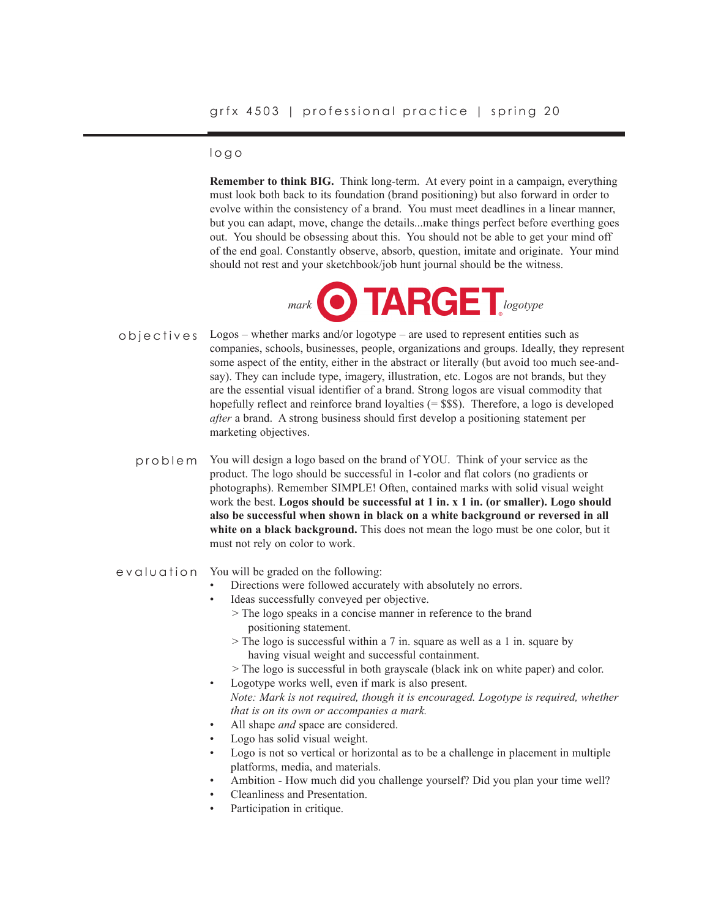# logo

**Remember to think BIG.** Think long-term. At every point in a campaign, everything must look both back to its foundation (brand positioning) but also forward in order to evolve within the consistency of a brand. You must meet deadlines in a linear manner, but you can adapt, move, change the details...make things perfect before everthing goes out. You should be obsessing about this. You should not be able to get your mind off of the end goal. Constantly observe, absorb, question, imitate and originate. Your mind should not rest and your sketchbook/job hunt journal should be the witness.

*mark* TARGET *logotype*

## objectives

Logos – whether marks and/or logotype – are used to represent entities such as companies, schools, businesses, people, organizations and groups. Ideally, they represent some aspect of the entity, either in the abstract or literally (but avoid too much see-and-say). They can include type, imagery, illustration, etc. Logos are not brands, but they are the essential visual identifier of a brand. Strong logos are visual commodity that hopefully reflect and reinforce brand loyalties (= $$$). Therefore, a logo is developed *after* a brand. A strong business should first develop a positioning statement per marketing objectives.

## problem

You will design a logo based on the brand of YOU. Think of your service as the product. The logo should be successful in 1-color and flat colors (no gradients or photographs). Remember SIMPLE! Often, contained marks with solid visual weight work the best. **Logos should be successful at 1 in. x 1 in. (or smaller). Logo should also be successful when shown in black on a white background or reversed in all white on a black background.** This does not mean the logo must be one color, but it must not rely on color to work.

## evaluation

You will be graded on the following:

- Directions were followed accurately with absolutely no errors.
- Ideas successfully conveyed per objective.
  - > The logo speaks in a concise manner in reference to the brand positioning statement.
  - > The logo is successful within a 7 in. square as well as a 1 in. square by having visual weight and successful containment.
  - > The logo is successful in both grayscale (black ink on white paper) and color.
- Logotype works well, even if mark is also present.
  *Note: Mark is not required, though it is encouraged. Logotype is required, whether that is on its own or accompanies a mark.*
- All shape *and* space are considered.
- Logo has solid visual weight.
- Logo is not so vertical or horizontal as to be a challenge in placement in multiple platforms, media, and materials.
- Ambition - How much did you challenge yourself? Did you plan your time well?
- Cleanliness and Presentation.
- Participation in critique.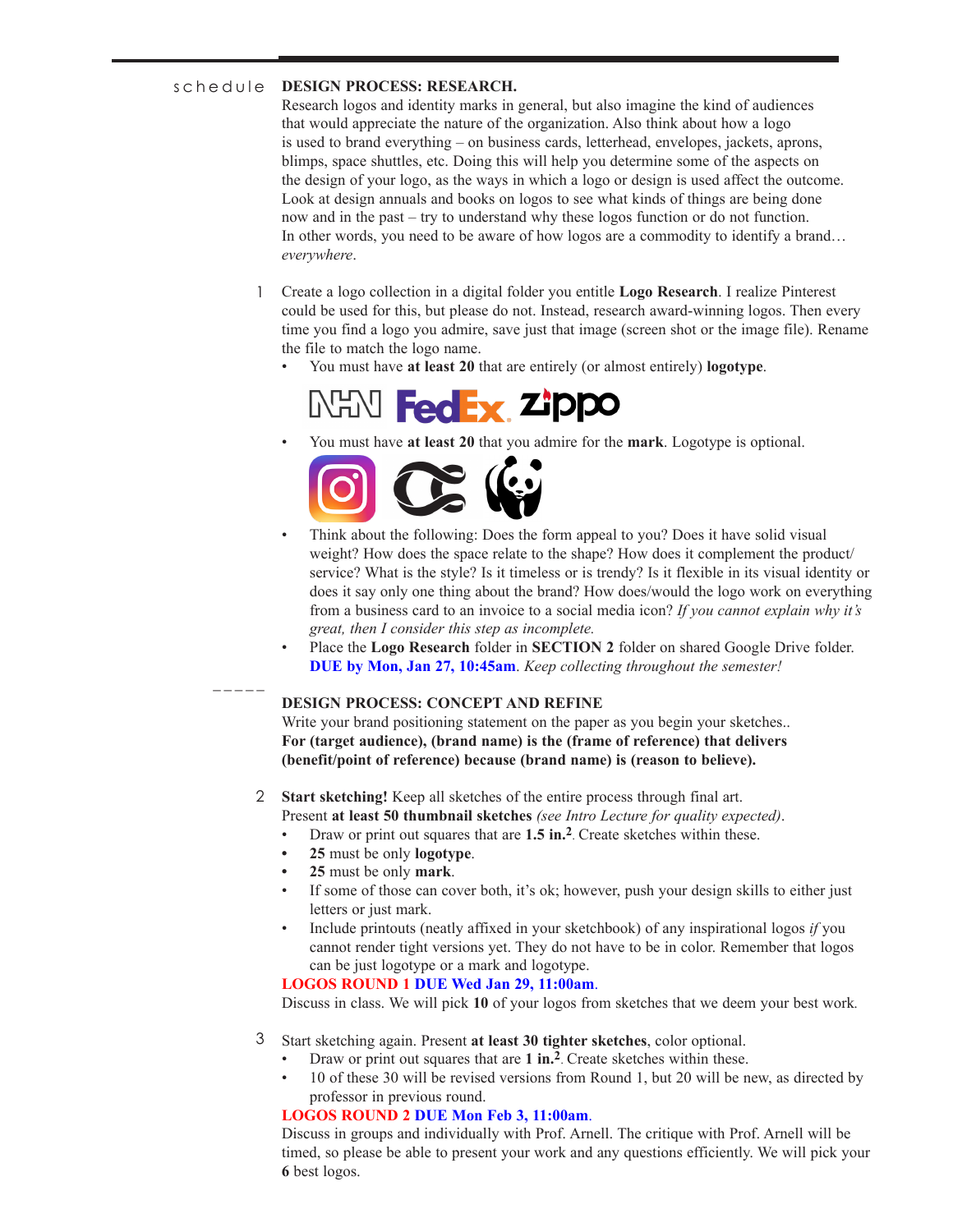schedule

**DESIGN PROCESS: RESEARCH.**

Research logos and identity marks in general, but also imagine the kind of audiences that would appreciate the nature of the organization. Also think about how a logo is used to brand everything – on business cards, letterhead, envelopes, jackets, aprons, blimps, space shuttles, etc. Doing this will help you determine some of the aspects on the design of your logo, as the ways in which a logo or design is used affect the outcome. Look at design annuals and books on logos to see what kinds of things are being done now and in the past – try to understand why these logos function or do not function. In other words, you need to be aware of how logos are a commodity to identify a brand… *everywhere*.

1. Create a logo collection in a digital folder you entitle **Logo Research**. I realize Pinterest could be used for this, but please do not. Instead, research award-winning logos. Then every time you find a logo you admire, save just that image (screen shot or the image file). Rename the file to match the logo name.
   - You must have **at least 20** that are entirely (or almost entirely) **logotype**.
   - You must have **at least 20** that you admire for the **mark**. Logotype is optional.
   - Think about the following: Does the form appeal to you? Does it have solid visual weight? How does the space relate to the shape? How does it complement the product/service? What is the style? Is it timeless or is trendy? Is it flexible in its visual identity or does it say only one thing about the brand? How does/would the logo work on everything from a business card to an invoice to a social media icon? *If you cannot explain why it's great, then I consider this step as incomplete.*
   - Place the **Logo Research** folder in **SECTION 2** folder on shared Google Drive folder. **DUE by Mon, Jan 27, 10:45am**. *Keep collecting throughout the semester!*

-----

**DESIGN PROCESS: CONCEPT AND REFINE**

Write your brand positioning statement on the paper as you begin your sketches..
**For (target audience), (brand name) is the (frame of reference) that delivers (benefit/point of reference) because (brand name) is (reason to believe).**

2. **Start sketching!** Keep all sketches of the entire process through final art.
   Present **at least 50 thumbnail sketches** *(see Intro Lecture for quality expected)*.
   - Draw or print out squares that are **1.5 in.$^2$**. Create sketches within these.
   - **25** must be only **logotype**.
   - **25** must be only **mark**.
   - If some of those can cover both, it's ok; however, push your design skills to either just letters or just mark.
   - Include printouts (neatly affixed in your sketchbook) of any inspirational logos *if* you cannot render tight versions yet. They do not have to be in color. Remember that logos can be just logotype or a mark and logotype.

   **LOGOS ROUND 1 DUE Wed Jan 29, 11:00am**.
   Discuss in class. We will pick **10** of your logos from sketches that we deem your best work.

3. Start sketching again. Present **at least 30 tighter sketches**, color optional.
   - Draw or print out squares that are **1 in.$^2$**. Create sketches within these.
   - 10 of these 30 will be revised versions from Round 1, but 20 will be new, as directed by professor in previous round.

   **LOGOS ROUND 2 DUE Mon Feb 3, 11:00am**.
   Discuss in groups and individually with Prof. Arnell. The critique with Prof. Arnell will be timed, so please be able to present your work and any questions efficiently. We will pick your **6** best logos.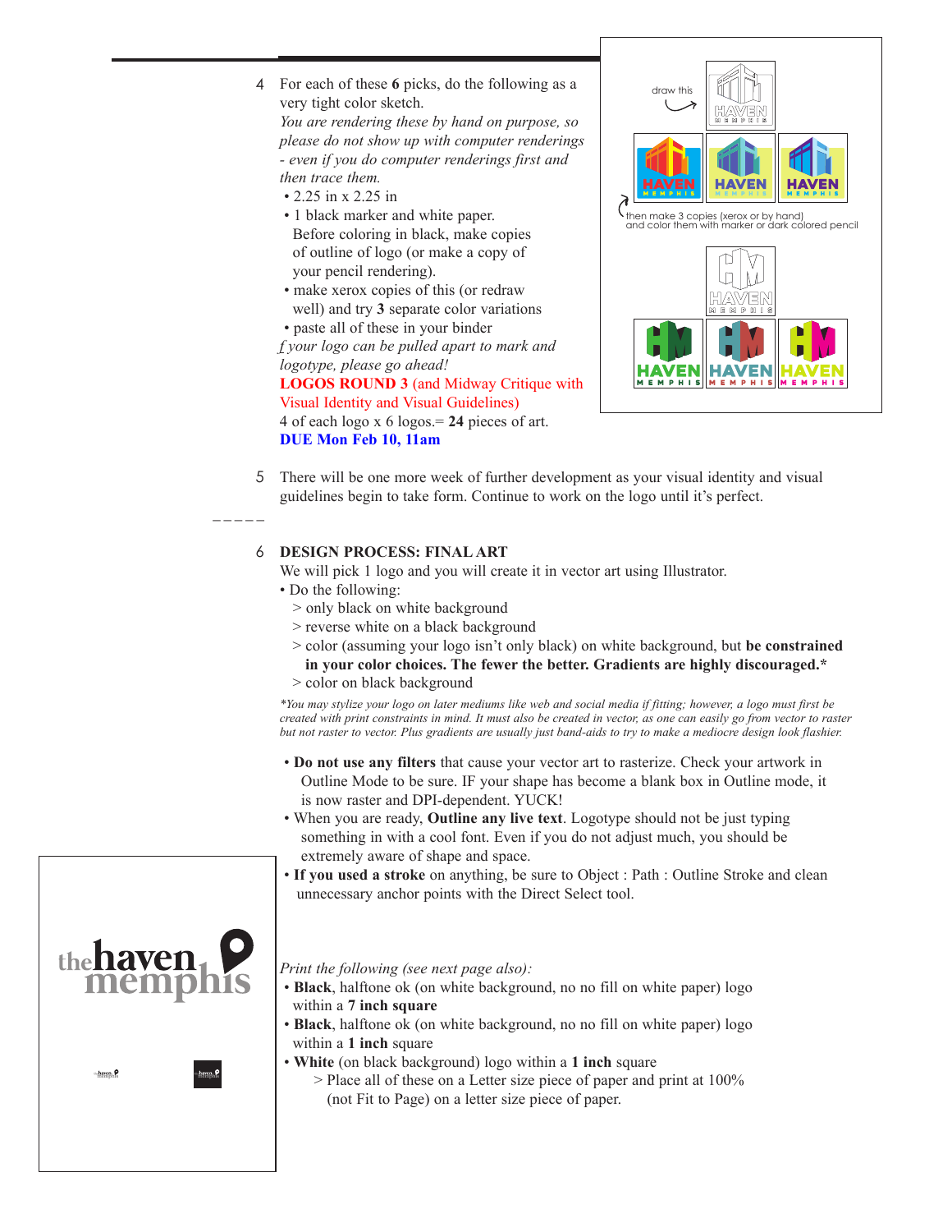4 For each of these **6** picks, do the following as a very tight color sketch.
*You are rendering these by hand on purpose, so please do not show up with computer renderings - even if you do computer renderings first and then trace them.*
- 2.25 in x 2.25 in
- 1 black marker and white paper. Before coloring in black, make copies of outline of logo (or make a copy of your pencil rendering).
- make xerox copies of this (or redraw well) and try **3** separate color variations
- paste all of these in your binder

*f your logo can be pulled apart to mark and logotype, please go ahead!*

**LOGOS ROUND 3** (and Midway Critique with Visual Identity and Visual Guidelines)
4 of each logo x 6 logos.= **24** pieces of art.
**DUE Mon Feb 10, 11am**

draw this

then make 3 copies (xerox or by hand) and color them with marker or dark colored pencil

5 There will be one more week of further development as your visual identity and visual guidelines begin to take form. Continue to work on the logo until it's perfect.

-----

6 **DESIGN PROCESS: FINAL ART**
We will pick 1 logo and you will create it in vector art using Illustrator.
- Do the following:
  - > only black on white background
  - > reverse white on a black background
  - > color (assuming your logo isn't only black) on white background, but **be constrained in your color choices. The fewer the better. Gradients are highly discouraged.***
  - > color on black background

*\*You may stylize your logo on later mediums like web and social media if fitting; however, a logo must first be created with print constraints in mind. It must also be created in vector, as one can easily go from vector to raster but not raster to vector. Plus gradients are usually just band-aids to try to make a mediocre design look flashier.*

- **Do not use any filters** that cause your vector art to rasterize. Check your artwork in Outline Mode to be sure. IF your shape has become a blank box in Outline mode, it is now raster and DPI-dependent. YUCK!
- When you are ready, **Outline any live text**. Logotype should not be just typing something in with a cool font. Even if you do not adjust much, you should be extremely aware of shape and space.
- **If you used a stroke** on anything, be sure to Object : Path : Outline Stroke and clean unnecessary anchor points with the Direct Select tool.

*Print the following (see next page also):*
- **Black**, halftone ok (on white background, no no fill on white paper) logo within a **7 inch square**
- **Black**, halftone ok (on white background, no no fill on white paper) logo within a **1 inch** square
- **White** (on black background) logo within a **1 inch** square
  > Place all of these on a Letter size piece of paper and print at 100% (not Fit to Page) on a letter size piece of paper.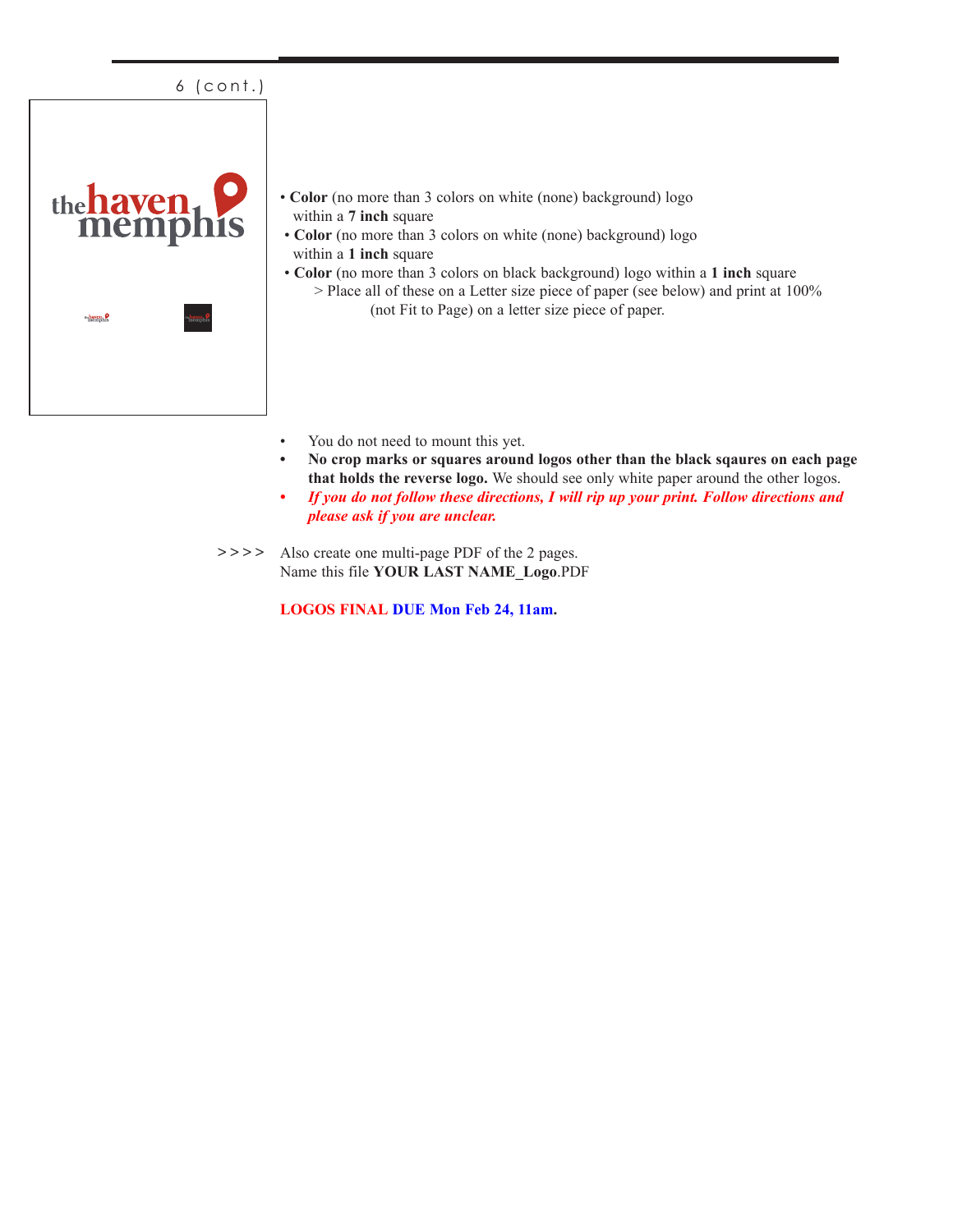6 (cont.)

- **Color** (no more than 3 colors on white (none) background) logo within a **7 inch** square
- **Color** (no more than 3 colors on white (none) background) logo within a **1 inch** square
- **Color** (no more than 3 colors on black background) logo within a **1 inch** square
  - > Place all of these on a Letter size piece of paper (see below) and print at 100% (not Fit to Page) on a letter size piece of paper.

- You do not need to mount this yet.
- **No crop marks or squares around logos other than the black sqaures on each page that holds the reverse logo.** We should see only white paper around the other logos.
- ***If you do not follow these directions, I will rip up your print. Follow directions and please ask if you are unclear.***

\>>>> Also create one multi-page PDF of the 2 pages.
Name this file **YOUR LAST NAME_Logo**.PDF

**LOGOS FINAL DUE Mon Feb 24, 11am.**